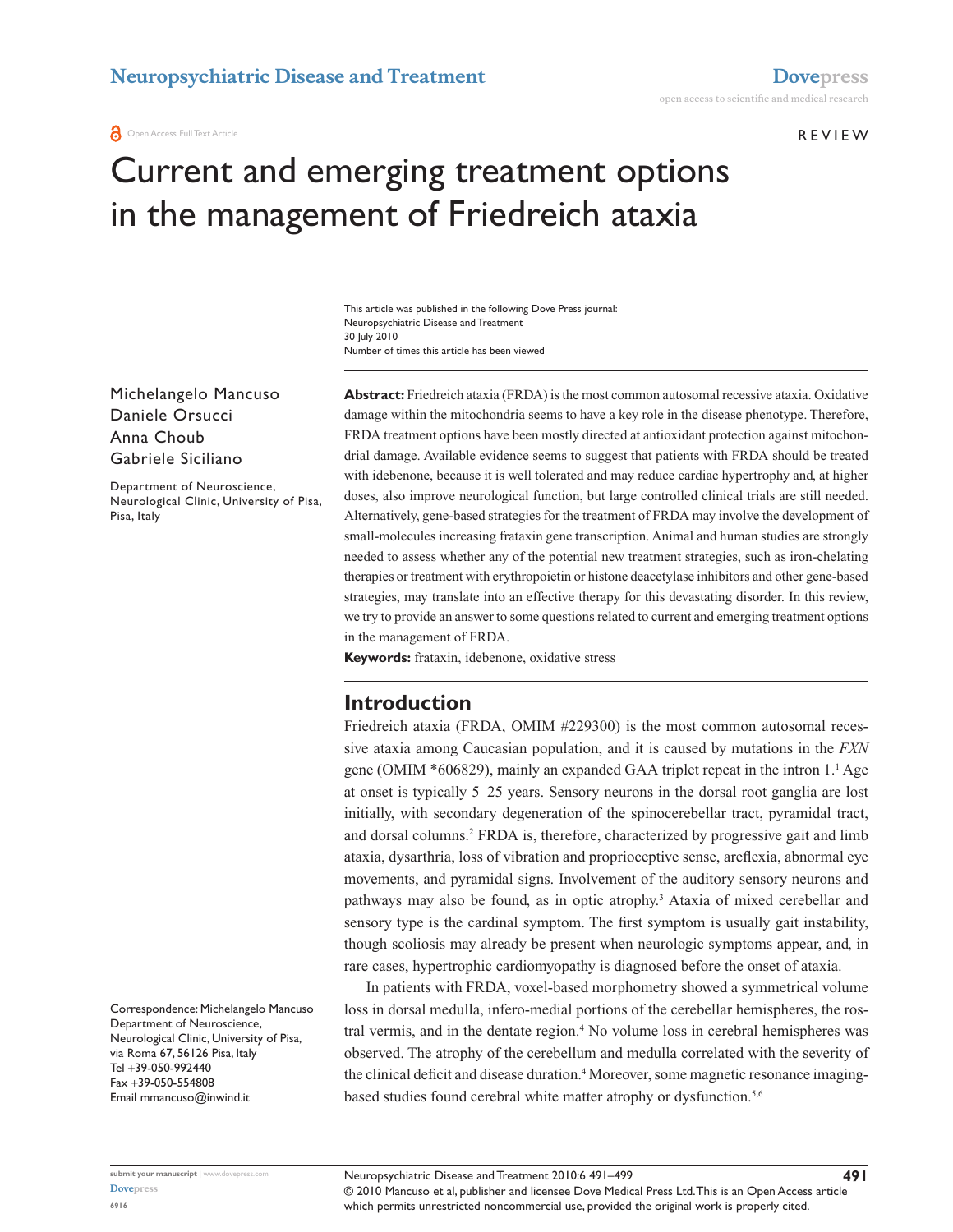REVIEW

# Current and emerging treatment options in the management of Friedreich ataxia

This article was published in the following Dove Press journal:
Neuropsychiatric Disease and Treatment
30 July 2010
Number of times this article has been viewed

Michelangelo Mancuso
Daniele Orsucci
Anna Choub
Gabriele Siciliano

Department of Neuroscience, Neurological Clinic, University of Pisa, Pisa, Italy

Correspondence: Michelangelo Mancuso
Department of Neuroscience, Neurological Clinic, University of Pisa, via Roma 67, 56126 Pisa, Italy
Tel +39-050-992440
Fax +39-050-554808
Email mmancuso@inwind.it

**Abstract:** Friedreich ataxia (FRDA) is the most common autosomal recessive ataxia. Oxidative damage within the mitochondria seems to have a key role in the disease phenotype. Therefore, FRDA treatment options have been mostly directed at antioxidant protection against mitochondrial damage. Available evidence seems to suggest that patients with FRDA should be treated with idebenone, because it is well tolerated and may reduce cardiac hypertrophy and, at higher doses, also improve neurological function, but large controlled clinical trials are still needed. Alternatively, gene-based strategies for the treatment of FRDA may involve the development of small-molecules increasing frataxin gene transcription. Animal and human studies are strongly needed to assess whether any of the potential new treatment strategies, such as iron-chelating therapies or treatment with erythropoietin or histone deacetylase inhibitors and other gene-based strategies, may translate into an effective therapy for this devastating disorder. In this review, we try to provide an answer to some questions related to current and emerging treatment options in the management of FRDA.

**Keywords:** frataxin, idebenone, oxidative stress

## Introduction

Friedreich ataxia (FRDA, OMIM #229300) is the most common autosomal recessive ataxia among Caucasian population, and it is caused by mutations in the *FXN* gene (OMIM *606829), mainly an expanded GAA triplet repeat in the intron 1.[1] Age at onset is typically 5–25 years. Sensory neurons in the dorsal root ganglia are lost initially, with secondary degeneration of the spinocerebellar tract, pyramidal tract, and dorsal columns.[2] FRDA is, therefore, characterized by progressive gait and limb ataxia, dysarthria, loss of vibration and proprioceptive sense, areflexia, abnormal eye movements, and pyramidal signs. Involvement of the auditory sensory neurons and pathways may also be found, as in optic atrophy.[3] Ataxia of mixed cerebellar and sensory type is the cardinal symptom. The first symptom is usually gait instability, though scoliosis may already be present when neurologic symptoms appear, and, in rare cases, hypertrophic cardiomyopathy is diagnosed before the onset of ataxia.

In patients with FRDA, voxel-based morphometry showed a symmetrical volume loss in dorsal medulla, infero-medial portions of the cerebellar hemispheres, the rostral vermis, and in the dentate region.[4] No volume loss in cerebral hemispheres was observed. The atrophy of the cerebellum and medulla correlated with the severity of the clinical deficit and disease duration.[4] Moreover, some magnetic resonance imaging-based studies found cerebral white matter atrophy or dysfunction.[5,6]

© 2010 Mancuso et al, publisher and licensee Dove Medical Press Ltd. This is an Open Access article which permits unrestricted noncommercial use, provided the original work is properly cited.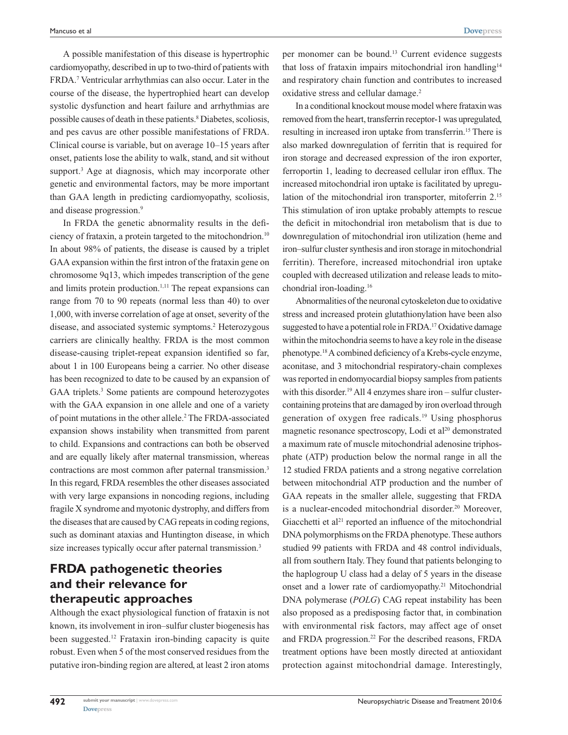A possible manifestation of this disease is hypertrophic cardiomyopathy, described in up to two-third of patients with FRDA.[7] Ventricular arrhythmias can also occur. Later in the course of the disease, the hypertrophied heart can develop systolic dysfunction and heart failure and arrhythmias are possible causes of death in these patients.[8] Diabetes, scoliosis, and pes cavus are other possible manifestations of FRDA. Clinical course is variable, but on average 10–15 years after onset, patients lose the ability to walk, stand, and sit without support.[3] Age at diagnosis, which may incorporate other genetic and environmental factors, may be more important than GAA length in predicting cardiomyopathy, scoliosis, and disease progression.[9]

In FRDA the genetic abnormality results in the deficiency of frataxin, a protein targeted to the mitochondrion.[10] In about 98% of patients, the disease is caused by a triplet GAA expansion within the first intron of the frataxin gene on chromosome 9q13, which impedes transcription of the gene and limits protein production.[1,11] The repeat expansions can range from 70 to 90 repeats (normal less than 40) to over 1,000, with inverse correlation of age at onset, severity of the disease, and associated systemic symptoms.[2] Heterozygous carriers are clinically healthy. FRDA is the most common disease-causing triplet-repeat expansion identified so far, about 1 in 100 Europeans being a carrier. No other disease has been recognized to date to be caused by an expansion of GAA triplets.[3] Some patients are compound heterozygotes with the GAA expansion in one allele and one of a variety of point mutations in the other allele.[2] The FRDA-associated expansion shows instability when transmitted from parent to child. Expansions and contractions can both be observed and are equally likely after maternal transmission, whereas contractions are most common after paternal transmission.[3] In this regard, FRDA resembles the other diseases associated with very large expansions in noncoding regions, including fragile X syndrome and myotonic dystrophy, and differs from the diseases that are caused by CAG repeats in coding regions, such as dominant ataxias and Huntington disease, in which size increases typically occur after paternal transmission.[3]

## FRDA pathogenetic theories and their relevance for therapeutic approaches

Although the exact physiological function of frataxin is not known, its involvement in iron–sulfur cluster biogenesis has been suggested.[12] Frataxin iron-binding capacity is quite robust. Even when 5 of the most conserved residues from the putative iron-binding region are altered, at least 2 iron atoms per monomer can be bound.[13] Current evidence suggests that loss of frataxin impairs mitochondrial iron handling[14] and respiratory chain function and contributes to increased oxidative stress and cellular damage.[2]

In a conditional knockout mouse model where frataxin was removed from the heart, transferrin receptor-1 was upregulated, resulting in increased iron uptake from transferrin.[15] There is also marked downregulation of ferritin that is required for iron storage and decreased expression of the iron exporter, ferroportin 1, leading to decreased cellular iron efflux. The increased mitochondrial iron uptake is facilitated by upregulation of the mitochondrial iron transporter, mitoferrin 2.[15] This stimulation of iron uptake probably attempts to rescue the deficit in mitochondrial iron metabolism that is due to downregulation of mitochondrial iron utilization (heme and iron–sulfur cluster synthesis and iron storage in mitochondrial ferritin). Therefore, increased mitochondrial iron uptake coupled with decreased utilization and release leads to mitochondrial iron-loading.[16]

Abnormalities of the neuronal cytoskeleton due to oxidative stress and increased protein glutathionylation have been also suggested to have a potential role in FRDA.[17] Oxidative damage within the mitochondria seems to have a key role in the disease phenotype.[18] A combined deficiency of a Krebs-cycle enzyme, aconitase, and 3 mitochondrial respiratory-chain complexes was reported in endomyocardial biopsy samples from patients with this disorder.[19] All 4 enzymes share iron – sulfur cluster-containing proteins that are damaged by iron overload through generation of oxygen free radicals.[19] Using phosphorus magnetic resonance spectroscopy, Lodi et al[20] demonstrated a maximum rate of muscle mitochondrial adenosine triphosphate (ATP) production below the normal range in all the 12 studied FRDA patients and a strong negative correlation between mitochondrial ATP production and the number of GAA repeats in the smaller allele, suggesting that FRDA is a nuclear-encoded mitochondrial disorder.[20] Moreover, Giacchetti et al[21] reported an influence of the mitochondrial DNA polymorphisms on the FRDA phenotype. These authors studied 99 patients with FRDA and 48 control individuals, all from southern Italy. They found that patients belonging to the haplogroup U class had a delay of 5 years in the disease onset and a lower rate of cardiomyopathy.[21] Mitochondrial DNA polymerase (*POLG*) CAG repeat instability has been also proposed as a predisposing factor that, in combination with environmental risk factors, may affect age of onset and FRDA progression.[22] For the described reasons, FRDA treatment options have been mostly directed at antioxidant protection against mitochondrial damage. Interestingly,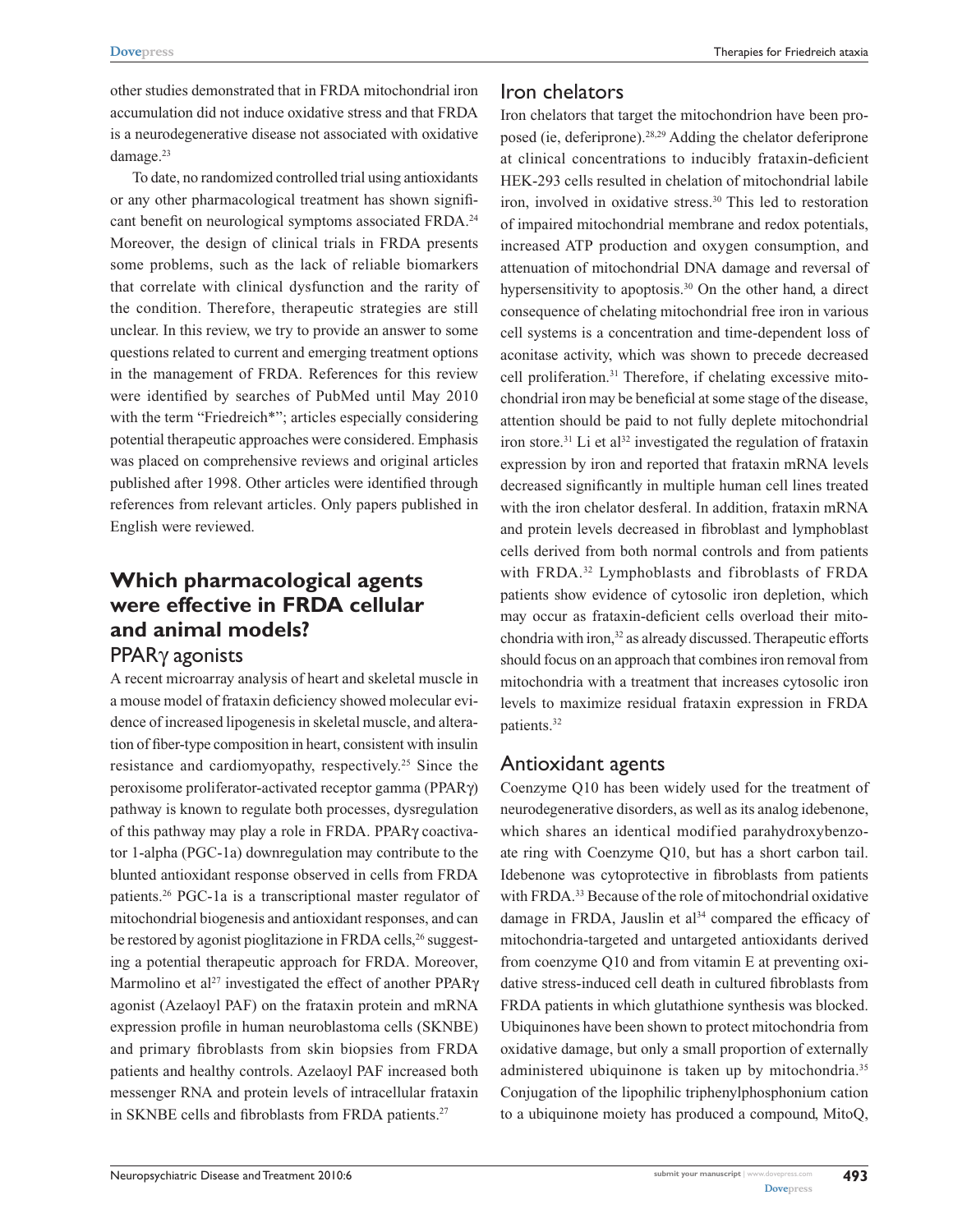other studies demonstrated that in FRDA mitochondrial iron accumulation did not induce oxidative stress and that FRDA is a neurodegenerative disease not associated with oxidative damage.[23]

To date, no randomized controlled trial using antioxidants or any other pharmacological treatment has shown significant benefit on neurological symptoms associated FRDA.[24] Moreover, the design of clinical trials in FRDA presents some problems, such as the lack of reliable biomarkers that correlate with clinical dysfunction and the rarity of the condition. Therefore, therapeutic strategies are still unclear. In this review, we try to provide an answer to some questions related to current and emerging treatment options in the management of FRDA. References for this review were identified by searches of PubMed until May 2010 with the term "Friedreich*"; articles especially considering potential therapeutic approaches were considered. Emphasis was placed on comprehensive reviews and original articles published after 1998. Other articles were identified through references from relevant articles. Only papers published in English were reviewed.

## Which pharmacological agents were effective in FRDA cellular and animal models?

### PPARγ agonists

A recent microarray analysis of heart and skeletal muscle in a mouse model of frataxin deficiency showed molecular evidence of increased lipogenesis in skeletal muscle, and alteration of fiber-type composition in heart, consistent with insulin resistance and cardiomyopathy, respectively.[25] Since the peroxisome proliferator-activated receptor gamma (PPARγ) pathway is known to regulate both processes, dysregulation of this pathway may play a role in FRDA. PPARγ coactivator 1-alpha (PGC-1a) downregulation may contribute to the blunted antioxidant response observed in cells from FRDA patients.[26] PGC-1a is a transcriptional master regulator of mitochondrial biogenesis and antioxidant responses, and can be restored by agonist pioglitazone in FRDA cells,[26] suggesting a potential therapeutic approach for FRDA. Moreover, Marmolino et al[27] investigated the effect of another PPARγ agonist (Azelaoyl PAF) on the frataxin protein and mRNA expression profile in human neuroblastoma cells (SKNBE) and primary fibroblasts from skin biopsies from FRDA patients and healthy controls. Azelaoyl PAF increased both messenger RNA and protein levels of intracellular frataxin in SKNBE cells and fibroblasts from FRDA patients.[27]

### Iron chelators

Iron chelators that target the mitochondrion have been proposed (ie, deferiprone).[28,29] Adding the chelator deferiprone at clinical concentrations to inducibly frataxin-deficient HEK-293 cells resulted in chelation of mitochondrial labile iron, involved in oxidative stress.[30] This led to restoration of impaired mitochondrial membrane and redox potentials, increased ATP production and oxygen consumption, and attenuation of mitochondrial DNA damage and reversal of hypersensitivity to apoptosis.[30] On the other hand, a direct consequence of chelating mitochondrial free iron in various cell systems is a concentration and time-dependent loss of aconitase activity, which was shown to precede decreased cell proliferation.[31] Therefore, if chelating excessive mitochondrial iron may be beneficial at some stage of the disease, attention should be paid to not fully deplete mitochondrial iron store.[31] Li et al[32] investigated the regulation of frataxin expression by iron and reported that frataxin mRNA levels decreased significantly in multiple human cell lines treated with the iron chelator desferal. In addition, frataxin mRNA and protein levels decreased in fibroblast and lymphoblast cells derived from both normal controls and from patients with FRDA.[32] Lymphoblasts and fibroblasts of FRDA patients show evidence of cytosolic iron depletion, which may occur as frataxin-deficient cells overload their mitochondria with iron,[32] as already discussed. Therapeutic efforts should focus on an approach that combines iron removal from mitochondria with a treatment that increases cytosolic iron levels to maximize residual frataxin expression in FRDA patients.[32]

### Antioxidant agents

Coenzyme Q10 has been widely used for the treatment of neurodegenerative disorders, as well as its analog idebenone, which shares an identical modified parahydroxybenzoate ring with Coenzyme Q10, but has a short carbon tail. Idebenone was cytoprotective in fibroblasts from patients with FRDA.[33] Because of the role of mitochondrial oxidative damage in FRDA, Jauslin et al[34] compared the efficacy of mitochondria-targeted and untargeted antioxidants derived from coenzyme Q10 and from vitamin E at preventing oxidative stress-induced cell death in cultured fibroblasts from FRDA patients in which glutathione synthesis was blocked. Ubiquinones have been shown to protect mitochondria from oxidative damage, but only a small proportion of externally administered ubiquinone is taken up by mitochondria.[35] Conjugation of the lipophilic triphenylphosphonium cation to a ubiquinone moiety has produced a compound, MitoQ,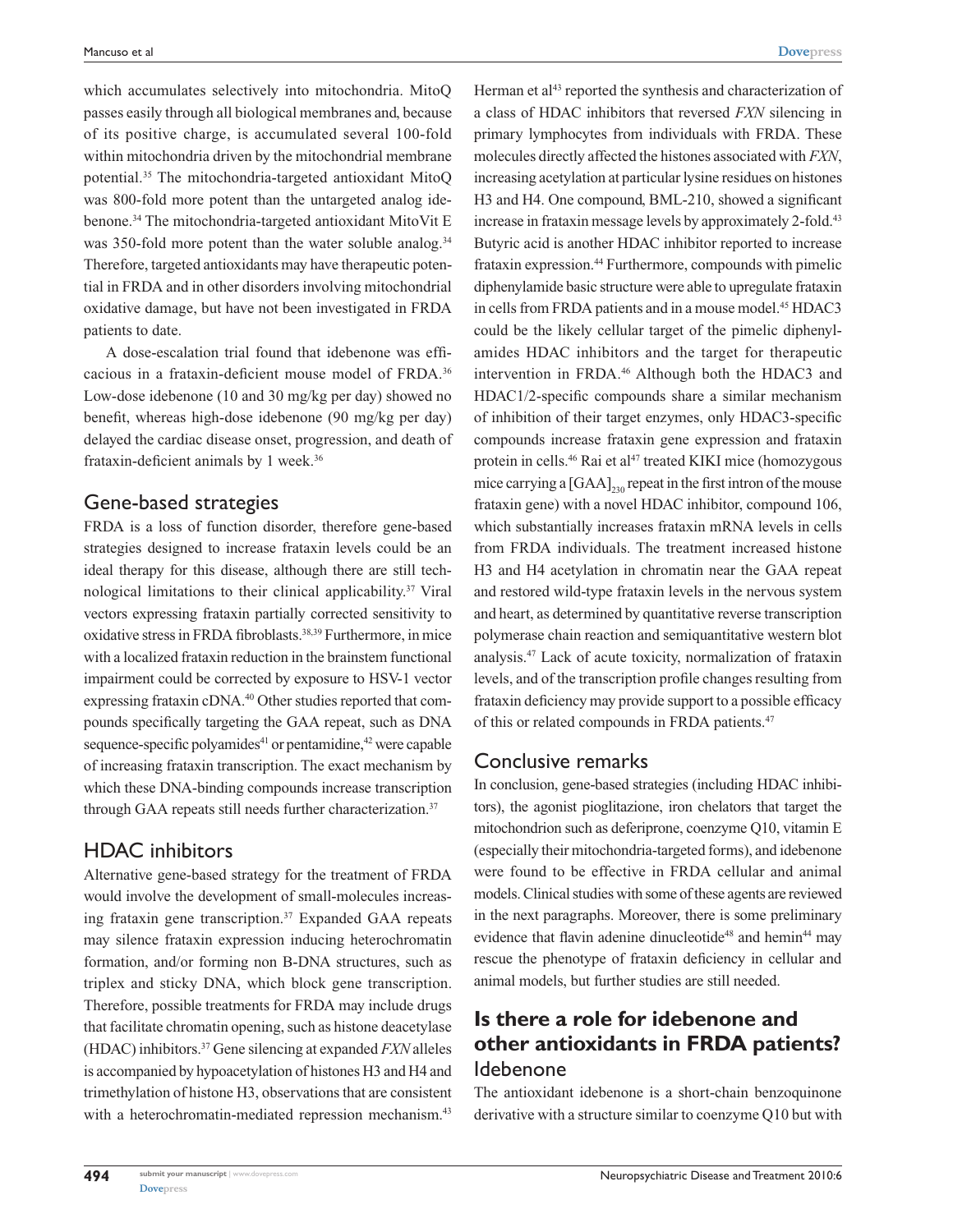which accumulates selectively into mitochondria. MitoQ passes easily through all biological membranes and, because of its positive charge, is accumulated several 100-fold within mitochondria driven by the mitochondrial membrane potential.[35] The mitochondria-targeted antioxidant MitoQ was 800-fold more potent than the untargeted analog idebenone.[34] The mitochondria-targeted antioxidant MitoVit E was 350-fold more potent than the water soluble analog.[34] Therefore, targeted antioxidants may have therapeutic potential in FRDA and in other disorders involving mitochondrial oxidative damage, but have not been investigated in FRDA patients to date.

A dose-escalation trial found that idebenone was efficacious in a frataxin-deficient mouse model of FRDA.[36] Low-dose idebenone (10 and 30 mg/kg per day) showed no benefit, whereas high-dose idebenone (90 mg/kg per day) delayed the cardiac disease onset, progression, and death of frataxin-deficient animals by 1 week.[36]

## Gene-based strategies

FRDA is a loss of function disorder, therefore gene-based strategies designed to increase frataxin levels could be an ideal therapy for this disease, although there are still technological limitations to their clinical applicability.[37] Viral vectors expressing frataxin partially corrected sensitivity to oxidative stress in FRDA fibroblasts.[38,39] Furthermore, in mice with a localized frataxin reduction in the brainstem functional impairment could be corrected by exposure to HSV-1 vector expressing frataxin cDNA.[40] Other studies reported that compounds specifically targeting the GAA repeat, such as DNA sequence-specific polyamides[41] or pentamidine,[42] were capable of increasing frataxin transcription. The exact mechanism by which these DNA-binding compounds increase transcription through GAA repeats still needs further characterization.[37]

## HDAC inhibitors

Alternative gene-based strategy for the treatment of FRDA would involve the development of small-molecules increasing frataxin gene transcription.[37] Expanded GAA repeats may silence frataxin expression inducing heterochromatin formation, and/or forming non B-DNA structures, such as triplex and sticky DNA, which block gene transcription. Therefore, possible treatments for FRDA may include drugs that facilitate chromatin opening, such as histone deacetylase (HDAC) inhibitors.[37] Gene silencing at expanded *FXN* alleles is accompanied by hypoacetylation of histones H3 and H4 and trimethylation of histone H3, observations that are consistent with a heterochromatin-mediated repression mechanism.[43] Herman et al[43] reported the synthesis and characterization of a class of HDAC inhibitors that reversed *FXN* silencing in primary lymphocytes from individuals with FRDA. These molecules directly affected the histones associated with *FXN*, increasing acetylation at particular lysine residues on histones H3 and H4. One compound, BML-210, showed a significant increase in frataxin message levels by approximately 2-fold.[43] Butyric acid is another HDAC inhibitor reported to increase frataxin expression.[44] Furthermore, compounds with pimelic diphenylamide basic structure were able to upregulate frataxin in cells from FRDA patients and in a mouse model.[45] HDAC3 could be the likely cellular target of the pimelic diphenylamides HDAC inhibitors and the target for therapeutic intervention in FRDA.[46] Although both the HDAC3 and HDAC1/2-specific compounds share a similar mechanism of inhibition of their target enzymes, only HDAC3-specific compounds increase frataxin gene expression and frataxin protein in cells.[46] Rai et al[47] treated KIKI mice (homozygous mice carrying a $[GAA]_{230}$ repeat in the first intron of the mouse frataxin gene) with a novel HDAC inhibitor, compound 106, which substantially increases frataxin mRNA levels in cells from FRDA individuals. The treatment increased histone H3 and H4 acetylation in chromatin near the GAA repeat and restored wild-type frataxin levels in the nervous system and heart, as determined by quantitative reverse transcription polymerase chain reaction and semiquantitative western blot analysis.[47] Lack of acute toxicity, normalization of frataxin levels, and of the transcription profile changes resulting from frataxin deficiency may provide support to a possible efficacy of this or related compounds in FRDA patients.[47]

## Conclusive remarks

In conclusion, gene-based strategies (including HDAC inhibitors), the agonist pioglitazione, iron chelators that target the mitochondrion such as deferiprone, coenzyme Q10, vitamin E (especially their mitochondria-targeted forms), and idebenone were found to be effective in FRDA cellular and animal models. Clinical studies with some of these agents are reviewed in the next paragraphs. Moreover, there is some preliminary evidence that flavin adenine dinucleotide[48] and hemin[44] may rescue the phenotype of frataxin deficiency in cellular and animal models, but further studies are still needed.

# Is there a role for idebenone and other antioxidants in FRDA patients?

## Idebenone

The antioxidant idebenone is a short-chain benzoquinone derivative with a structure similar to coenzyme Q10 but with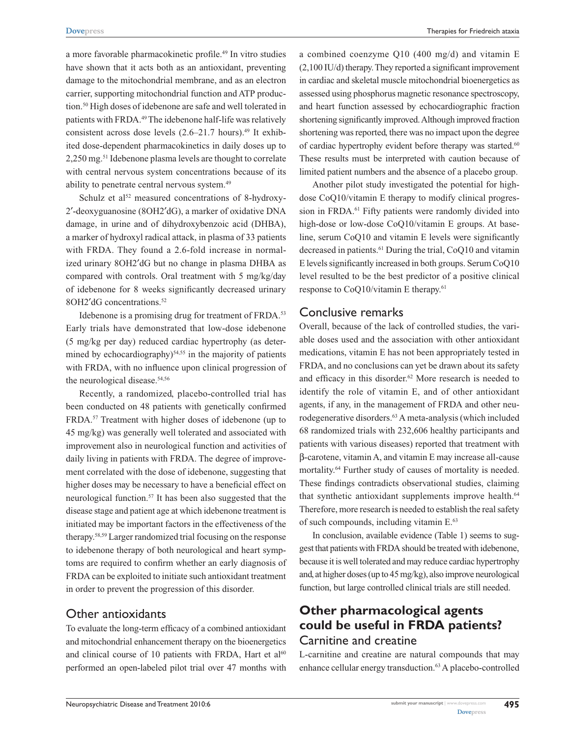a more favorable pharmacokinetic profile.[49] In vitro studies have shown that it acts both as an antioxidant, preventing damage to the mitochondrial membrane, and as an electron carrier, supporting mitochondrial function and ATP production.[50] High doses of idebenone are safe and well tolerated in patients with FRDA.[49] The idebenone half-life was relatively consistent across dose levels (2.6–21.7 hours).[49] It exhibited dose-dependent pharmacokinetics in daily doses up to 2,250 mg.[51] Idebenone plasma levels are thought to correlate with central nervous system concentrations because of its ability to penetrate central nervous system.[49]

Schulz et al[52] measured concentrations of 8-hydroxy-2′-deoxyguanosine (8OH2′dG), a marker of oxidative DNA damage, in urine and of dihydroxybenzoic acid (DHBA), a marker of hydroxyl radical attack, in plasma of 33 patients with FRDA. They found a 2.6-fold increase in normalized urinary 8OH2′dG but no change in plasma DHBA as compared with controls. Oral treatment with 5 mg/kg/day of idebenone for 8 weeks significantly decreased urinary 8OH2′dG concentrations.[52]

Idebenone is a promising drug for treatment of FRDA.[53] Early trials have demonstrated that low-dose idebenone (5 mg/kg per day) reduced cardiac hypertrophy (as determined by echocardiography)[54,55] in the majority of patients with FRDA, with no influence upon clinical progression of the neurological disease.[54,56]

Recently, a randomized, placebo-controlled trial has been conducted on 48 patients with genetically confirmed FRDA.[57] Treatment with higher doses of idebenone (up to 45 mg/kg) was generally well tolerated and associated with improvement also in neurological function and activities of daily living in patients with FRDA. The degree of improvement correlated with the dose of idebenone, suggesting that higher doses may be necessary to have a beneficial effect on neurological function.[57] It has been also suggested that the disease stage and patient age at which idebenone treatment is initiated may be important factors in the effectiveness of the therapy.[58,59] Larger randomized trial focusing on the response to idebenone therapy of both neurological and heart symptoms are required to confirm whether an early diagnosis of FRDA can be exploited to initiate such antioxidant treatment in order to prevent the progression of this disorder.

## Other antioxidants

To evaluate the long-term efficacy of a combined antioxidant and mitochondrial enhancement therapy on the bioenergetics and clinical course of 10 patients with FRDA, Hart et al[60] performed an open-labeled pilot trial over 47 months with a combined coenzyme Q10 (400 mg/d) and vitamin E (2,100 IU/d) therapy. They reported a significant improvement in cardiac and skeletal muscle mitochondrial bioenergetics as assessed using phosphorus magnetic resonance spectroscopy, and heart function assessed by echocardiographic fraction shortening significantly improved. Although improved fraction shortening was reported, there was no impact upon the degree of cardiac hypertrophy evident before therapy was started.[60] These results must be interpreted with caution because of limited patient numbers and the absence of a placebo group.

Another pilot study investigated the potential for high-dose CoQ10/vitamin E therapy to modify clinical progression in FRDA.[61] Fifty patients were randomly divided into high-dose or low-dose CoQ10/vitamin E groups. At baseline, serum CoQ10 and vitamin E levels were significantly decreased in patients.[61] During the trial, CoQ10 and vitamin E levels significantly increased in both groups. Serum CoQ10 level resulted to be the best predictor of a positive clinical response to CoQ10/vitamin E therapy.[61]

## Conclusive remarks

Overall, because of the lack of controlled studies, the variable doses used and the association with other antioxidant medications, vitamin E has not been appropriately tested in FRDA, and no conclusions can yet be drawn about its safety and efficacy in this disorder.[62] More research is needed to identify the role of vitamin E, and of other antioxidant agents, if any, in the management of FRDA and other neurodegenerative disorders.[63] A meta-analysis (which included 68 randomized trials with 232,606 healthy participants and patients with various diseases) reported that treatment with β-carotene, vitamin A, and vitamin E may increase all-cause mortality.[64] Further study of causes of mortality is needed. These findings contradicts observational studies, claiming that synthetic antioxidant supplements improve health.[64] Therefore, more research is needed to establish the real safety of such compounds, including vitamin E.[63]

In conclusion, available evidence (Table 1) seems to suggest that patients with FRDA should be treated with idebenone, because it is well tolerated and may reduce cardiac hypertrophy and, at higher doses (up to 45 mg/kg), also improve neurological function, but large controlled clinical trials are still needed.

# Other pharmacological agents could be useful in FRDA patients?

## Carnitine and creatine

L-carnitine and creatine are natural compounds that may enhance cellular energy transduction.[63] A placebo-controlled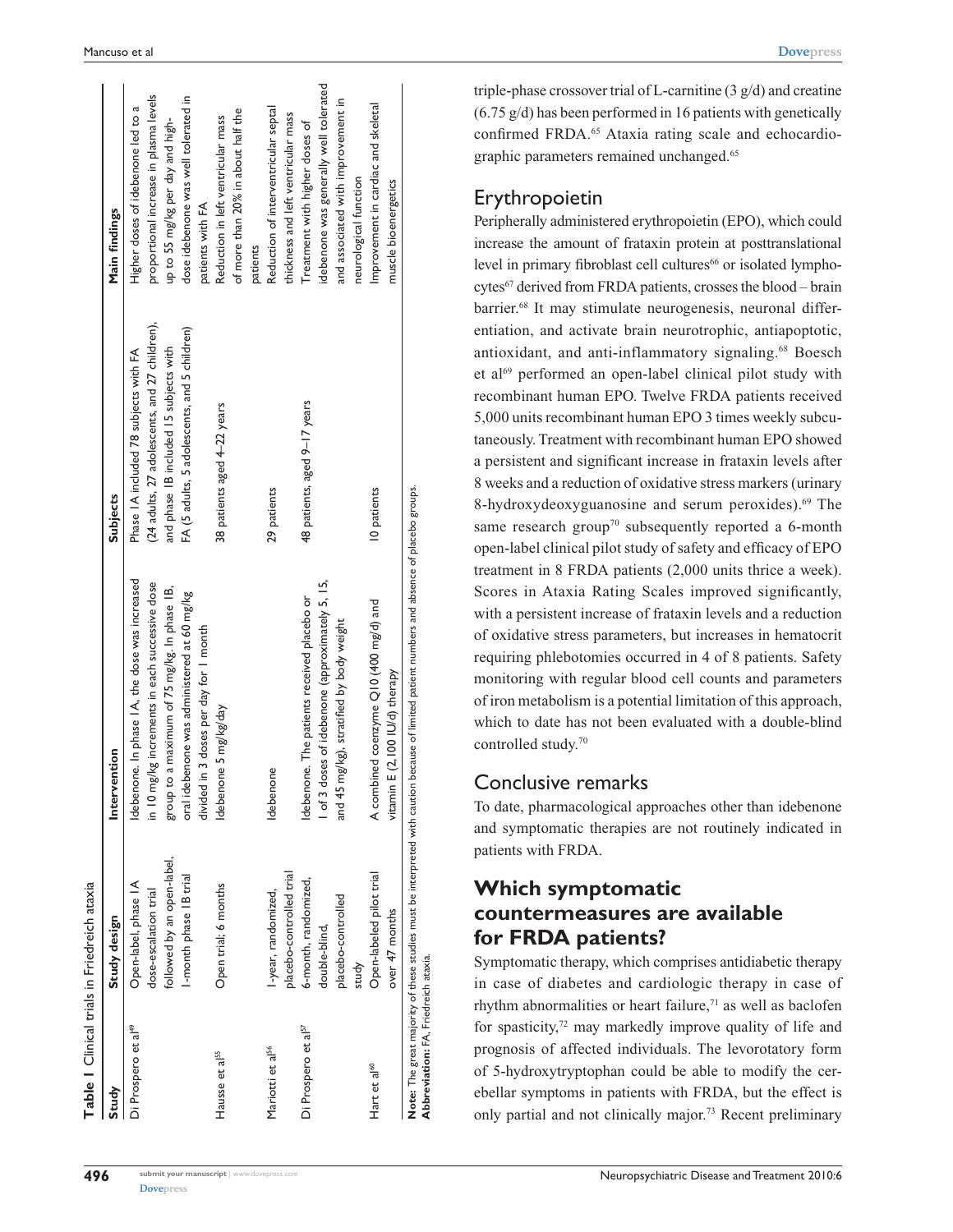**Table 1** Clinical trials in Friedreich ataxia

| Study | Study design | Intervention | Subjects | Main findings |
| --- | --- | --- | --- | --- |
| Di Prospero et al[49] | Open-label, phase 1A dose-escalation trial followed by an open-label, 1-month phase 1B trial | Idebenone. In phase 1A, the dose was increased in 10 mg/kg increments in each successive dose group to a maximum of 75 mg/kg. In phase 1B, oral idebenone was administered at 60 mg/kg divided in 3 doses per day for 1 month | Phase 1A included 78 subjects with FA (24 adults, 27 adolescents, and 27 children), and phase 1B included 15 subjects with FA (5 adults, 5 adolescents, and 5 children) | Higher doses of idebenone led to a proportional increase in plasma levels up to 55 mg/kg per day and high-dose idebenone was well tolerated in patients with FA |
| Hausse et al[55] | Open trial; 6 months | Idebenone 5 mg/kg/day | 38 patients aged 4–22 years | Reduction in left ventricular mass of more than 20% in about half the patients |
| Mariotti et al[56] | 1-year, randomized, placebo-controlled trial | Idebenone | 29 patients | Reduction of interventricular septal thickness and left ventricular mass |
| Di Prospero et al[57] | 6-month, randomized, double-blind, placebo-controlled study | Idebenone. The patients received placebo or 1 of 3 doses of idebenone (approximately 5, 15, and 45 mg/kg), stratified by body weight | 48 patients, aged 9–17 years | Treatment with higher doses of idebenone was generally well tolerated and associated with improvement in neurological function |
| Hart et al[60] | Open-labeled pilot trial over 47 months | A combined coenzyme Q10 (400 mg/d) and vitamin E (2,100 IU/d) therapy | 10 patients | Improvement in cardiac and skeletal muscle bioenergetics |

**Note:** The great majority of these studies must be interpreted with caution because of limited patient numbers and absence of placebo groups.
**Abbreviation:** FA, Friedreich ataxia.

triple-phase crossover trial of L-carnitine (3 g/d) and creatine (6.75 g/d) has been performed in 16 patients with genetically confirmed FRDA.[65] Ataxia rating scale and echocardiographic parameters remained unchanged.[65]

## Erythropoietin

Peripherally administered erythropoietin (EPO), which could increase the amount of frataxin protein at posttranslational level in primary fibroblast cell cultures[66] or isolated lymphocytes[67] derived from FRDA patients, crosses the blood – brain barrier.[68] It may stimulate neurogenesis, neuronal differentiation, and activate brain neurotrophic, antiapoptotic, antioxidant, and anti-inflammatory signaling.[68] Boesch et al[69] performed an open-label clinical pilot study with recombinant human EPO. Twelve FRDA patients received 5,000 units recombinant human EPO 3 times weekly subcutaneously. Treatment with recombinant human EPO showed a persistent and significant increase in frataxin levels after 8 weeks and a reduction of oxidative stress markers (urinary 8-hydroxydeoxyguanosine and serum peroxides).[69] The same research group[70] subsequently reported a 6-month open-label clinical pilot study of safety and efficacy of EPO treatment in 8 FRDA patients (2,000 units thrice a week). Scores in Ataxia Rating Scales improved significantly, with a persistent increase of frataxin levels and a reduction of oxidative stress parameters, but increases in hematocrit requiring phlebotomies occurred in 4 of 8 patients. Safety monitoring with regular blood cell counts and parameters of iron metabolism is a potential limitation of this approach, which to date has not been evaluated with a double-blind controlled study.[70]

## Conclusive remarks

To date, pharmacological approaches other than idebenone and symptomatic therapies are not routinely indicated in patients with FRDA.

# Which symptomatic countermeasures are available for FRDA patients?

Symptomatic therapy, which comprises antidiabetic therapy in case of diabetes and cardiologic therapy in case of rhythm abnormalities or heart failure,[71] as well as baclofen for spasticity,[72] may markedly improve quality of life and prognosis of affected individuals. The levorotatory form of 5-hydroxytryptophan could be able to modify the cerebellar symptoms in patients with FRDA, but the effect is only partial and not clinically major.[73] Recent preliminary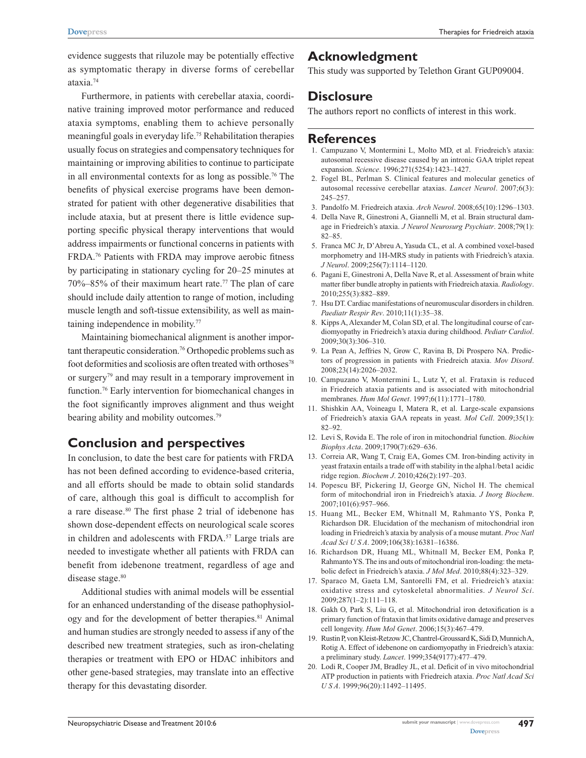evidence suggests that riluzole may be potentially effective as symptomatic therapy in diverse forms of cerebellar ataxia.[74]

Furthermore, in patients with cerebellar ataxia, coordinative training improved motor performance and reduced ataxia symptoms, enabling them to achieve personally meaningful goals in everyday life.[75] Rehabilitation therapies usually focus on strategies and compensatory techniques for maintaining or improving abilities to continue to participate in all environmental contexts for as long as possible.[76] The benefits of physical exercise programs have been demonstrated for patient with other degenerative disabilities that include ataxia, but at present there is little evidence supporting specific physical therapy interventions that would address impairments or functional concerns in patients with FRDA.[76] Patients with FRDA may improve aerobic fitness by participating in stationary cycling for 20–25 minutes at 70%–85% of their maximum heart rate.[77] The plan of care should include daily attention to range of motion, including muscle length and soft-tissue extensibility, as well as maintaining independence in mobility.[77]

Maintaining biomechanical alignment is another important therapeutic consideration.[76] Orthopedic problems such as foot deformities and scoliosis are often treated with orthoses[78] or surgery[79] and may result in a temporary improvement in function.[76] Early intervention for biomechanical changes in the foot significantly improves alignment and thus weight bearing ability and mobility outcomes.[79]

## Conclusion and perspectives

In conclusion, to date the best care for patients with FRDA has not been defined according to evidence-based criteria, and all efforts should be made to obtain solid standards of care, although this goal is difficult to accomplish for a rare disease.[80] The first phase 2 trial of idebenone has shown dose-dependent effects on neurological scale scores in children and adolescents with FRDA.[57] Large trials are needed to investigate whether all patients with FRDA can benefit from idebenone treatment, regardless of age and disease stage.[80]

Additional studies with animal models will be essential for an enhanced understanding of the disease pathophysiology and for the development of better therapies.[81] Animal and human studies are strongly needed to assess if any of the described new treatment strategies, such as iron-chelating therapies or treatment with EPO or HDAC inhibitors and other gene-based strategies, may translate into an effective therapy for this devastating disorder.

## Acknowledgment

This study was supported by Telethon Grant GUP09004.

## Disclosure

The authors report no conflicts of interest in this work.

## References

1. Campuzano V, Montermini L, Molto MD, et al. Friedreich's ataxia: autosomal recessive disease caused by an intronic GAA triplet repeat expansion. *Science*. 1996;271(5254):1423–1427.
2. Fogel BL, Perlman S. Clinical features and molecular genetics of autosomal recessive cerebellar ataxias. *Lancet Neurol*. 2007;6(3):245–257.
3. Pandolfo M. Friedreich ataxia. *Arch Neurol*. 2008;65(10):1296–1303.
4. Della Nave R, Ginestroni A, Giannelli M, et al. Brain structural damage in Friedreich's ataxia. *J Neurol Neurosurg Psychiatr*. 2008;79(1):82–85.
5. Franca MC Jr, D'Abreu A, Yasuda CL, et al. A combined voxel-based morphometry and 1H-MRS study in patients with Friedreich's ataxia. *J Neurol*. 2009;256(7):1114–1120.
6. Pagani E, Ginestroni A, Della Nave R, et al. Assessment of brain white matter fiber bundle atrophy in patients with Friedreich ataxia. *Radiology*. 2010;255(3):882–889.
7. Hsu DT. Cardiac manifestations of neuromuscular disorders in children. *Paediatr Respir Rev*. 2010;11(1):35–38.
8. Kipps A, Alexander M, Colan SD, et al. The longitudinal course of cardiomyopathy in Friedreich's ataxia during childhood. *Pediatr Cardiol*. 2009;30(3):306–310.
9. La Pean A, Jeffries N, Grow C, Ravina B, Di Prospero NA. Predictors of progression in patients with Friedreich ataxia. *Mov Disord*. 2008;23(14):2026–2032.
10. Campuzano V, Montermini L, Lutz Y, et al. Frataxin is reduced in Friedreich ataxia patients and is associated with mitochondrial membranes. *Hum Mol Genet*. 1997;6(11):1771–1780.
11. Shishkin AA, Voineagu I, Matera R, et al. Large-scale expansions of Friedreich's ataxia GAA repeats in yeast. *Mol Cell*. 2009;35(1):82–92.
12. Levi S, Rovida E. The role of iron in mitochondrial function. *Biochim Biophys Acta*. 2009;1790(7):629–636.
13. Correia AR, Wang T, Craig EA, Gomes CM. Iron-binding activity in yeast frataxin entails a trade off with stability in the alpha1/beta1 acidic ridge region. *Biochem J*. 2010;426(2):197–203.
14. Popescu BF, Pickering IJ, George GN, Nichol H. The chemical form of mitochondrial iron in Friedreich's ataxia. *J Inorg Biochem*. 2007;101(6):957–966.
15. Huang ML, Becker EM, Whitnall M, Rahmanto YS, Ponka P, Richardson DR. Elucidation of the mechanism of mitochondrial iron loading in Friedreich's ataxia by analysis of a mouse mutant. *Proc Natl Acad Sci U S A*. 2009;106(38):16381–16386.
16. Richardson DR, Huang ML, Whitnall M, Becker EM, Ponka P, Rahmanto YS. The ins and outs of mitochondrial iron-loading: the metabolic defect in Friedreich's ataxia. *J Mol Med*. 2010;88(4):323–329.
17. Sparaco M, Gaeta LM, Santorelli FM, et al. Friedreich's ataxia: oxidative stress and cytoskeletal abnormalities. *J Neurol Sci*. 2009;287(1–2):111–118.
18. Gakh O, Park S, Liu G, et al. Mitochondrial iron detoxification is a primary function of frataxin that limits oxidative damage and preserves cell longevity. *Hum Mol Genet*. 2006;15(3):467–479.
19. Rustin P, von Kleist-Retzow JC, Chantrel-Groussard K, Sidi D, Munnich A, Rotig A. Effect of idebenone on cardiomyopathy in Friedreich's ataxia: a preliminary study. *Lancet*. 1999;354(9177):477–479.
20. Lodi R, Cooper JM, Bradley JL, et al. Deficit of in vivo mitochondrial ATP production in patients with Friedreich ataxia. *Proc Natl Acad Sci U S A*. 1999;96(20):11492–11495.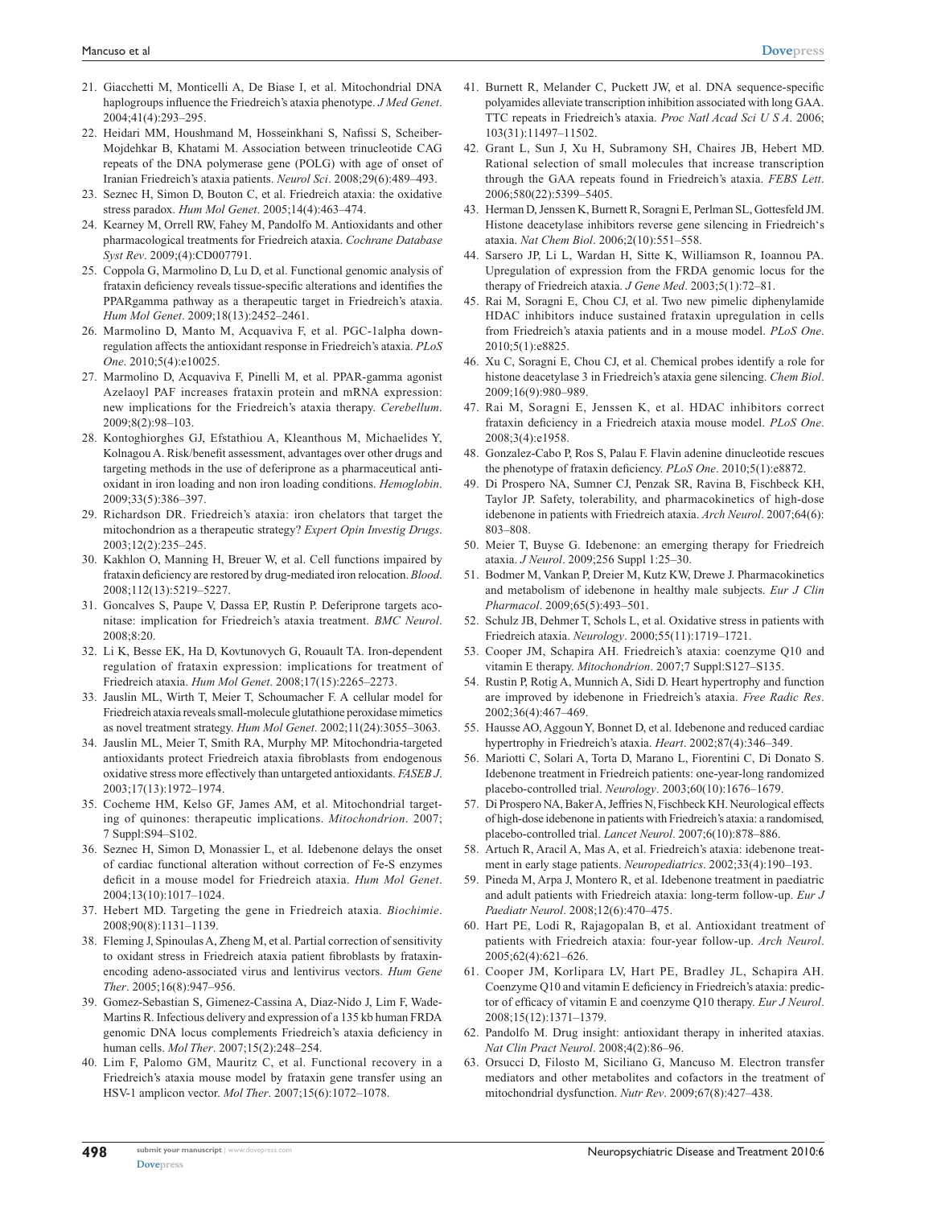21. Giacchetti M, Monticelli A, De Biase I, et al. Mitochondrial DNA haplogroups influence the Friedreich's ataxia phenotype. *J Med Genet*. 2004;41(4):293–295.
22. Heidari MM, Houshmand M, Hosseinkhani S, Nafissi S, Scheiber-Mojdehkar B, Khatami M. Association between trinucleotide CAG repeats of the DNA polymerase gene (POLG) with age of onset of Iranian Friedreich's ataxia patients. *Neurol Sci*. 2008;29(6):489–493.
23. Seznec H, Simon D, Bouton C, et al. Friedreich ataxia: the oxidative stress paradox. *Hum Mol Genet*. 2005;14(4):463–474.
24. Kearney M, Orrell RW, Fahey M, Pandolfo M. Antioxidants and other pharmacological treatments for Friedreich ataxia. *Cochrane Database Syst Rev*. 2009;(4):CD007791.
25. Coppola G, Marmolino D, Lu D, et al. Functional genomic analysis of frataxin deficiency reveals tissue-specific alterations and identifies the PPARgamma pathway as a therapeutic target in Friedreich's ataxia. *Hum Mol Genet*. 2009;18(13):2452–2461.
26. Marmolino D, Manto M, Acquaviva F, et al. PGC-1alpha down-regulation affects the antioxidant response in Friedreich's ataxia. *PLoS One*. 2010;5(4):e10025.
27. Marmolino D, Acquaviva F, Pinelli M, et al. PPAR-gamma agonist Azelaoyl PAF increases frataxin protein and mRNA expression: new implications for the Friedreich's ataxia therapy. *Cerebellum*. 2009;8(2):98–103.
28. Kontoghiorghes GJ, Efstathiou A, Kleanthous M, Michaelides Y, Kolnagou A. Risk/benefit assessment, advantages over other drugs and targeting methods in the use of deferiprone as a pharmaceutical antioxidant in iron loading and non iron loading conditions. *Hemoglobin*. 2009;33(5):386–397.
29. Richardson DR. Friedreich's ataxia: iron chelators that target the mitochondrion as a therapeutic strategy? *Expert Opin Investig Drugs*. 2003;12(2):235–245.
30. Kakhlon O, Manning H, Breuer W, et al. Cell functions impaired by frataxin deficiency are restored by drug-mediated iron relocation. *Blood*. 2008;112(13):5219–5227.
31. Goncalves S, Paupe V, Dassa EP, Rustin P. Deferiprone targets aconitase: implication for Friedreich's ataxia treatment. *BMC Neurol*. 2008;8:20.
32. Li K, Besse EK, Ha D, Kovtunovych G, Rouault TA. Iron-dependent regulation of frataxin expression: implications for treatment of Friedreich ataxia. *Hum Mol Genet*. 2008;17(15):2265–2273.
33. Jauslin ML, Wirth T, Meier T, Schoumacher F. A cellular model for Friedreich ataxia reveals small-molecule glutathione peroxidase mimetics as novel treatment strategy. *Hum Mol Genet*. 2002;11(24):3055–3063.
34. Jauslin ML, Meier T, Smith RA, Murphy MP. Mitochondria-targeted antioxidants protect Friedreich ataxia fibroblasts from endogenous oxidative stress more effectively than untargeted antioxidants. *FASEB J*. 2003;17(13):1972–1974.
35. Cocheme HM, Kelso GF, James AM, et al. Mitochondrial targeting of quinones: therapeutic implications. *Mitochondrion*. 2007; 7 Suppl:S94–S102.
36. Seznec H, Simon D, Monassier L, et al. Idebenone delays the onset of cardiac functional alteration without correction of Fe-S enzymes deficit in a mouse model for Friedreich ataxia. *Hum Mol Genet*. 2004;13(10):1017–1024.
37. Hebert MD. Targeting the gene in Friedreich ataxia. *Biochimie*. 2008;90(8):1131–1139.
38. Fleming J, Spinoulas A, Zheng M, et al. Partial correction of sensitivity to oxidant stress in Friedreich ataxia patient fibroblasts by frataxin-encoding adeno-associated virus and lentivirus vectors. *Hum Gene Ther*. 2005;16(8):947–956.
39. Gomez-Sebastian S, Gimenez-Cassina A, Diaz-Nido J, Lim F, Wade-Martins R. Infectious delivery and expression of a 135 kb human FRDA genomic DNA locus complements Friedreich's ataxia deficiency in human cells. *Mol Ther*. 2007;15(2):248–254.
40. Lim F, Palomo GM, Mauritz C, et al. Functional recovery in a Friedreich's ataxia mouse model by frataxin gene transfer using an HSV-1 amplicon vector. *Mol Ther*. 2007;15(6):1072–1078.
41. Burnett R, Melander C, Puckett JW, et al. DNA sequence-specific polyamides alleviate transcription inhibition associated with long GAA. TTC repeats in Friedreich's ataxia. *Proc Natl Acad Sci U S A*. 2006; 103(31):11497–11502.
42. Grant L, Sun J, Xu H, Subramony SH, Chaires JB, Hebert MD. Rational selection of small molecules that increase transcription through the GAA repeats found in Friedreich's ataxia. *FEBS Lett*. 2006;580(22):5399–5405.
43. Herman D, Jenssen K, Burnett R, Soragni E, Perlman SL, Gottesfeld JM. Histone deacetylase inhibitors reverse gene silencing in Friedreich's ataxia. *Nat Chem Biol*. 2006;2(10):551–558.
44. Sarsero JP, Li L, Wardan H, Sitte K, Williamson R, Ioannou PA. Upregulation of expression from the FRDA genomic locus for the therapy of Friedreich ataxia. *J Gene Med*. 2003;5(1):72–81.
45. Rai M, Soragni E, Chou CJ, et al. Two new pimelic diphenylamide HDAC inhibitors induce sustained frataxin upregulation in cells from Friedreich's ataxia patients and in a mouse model. *PLoS One*. 2010;5(1):e8825.
46. Xu C, Soragni E, Chou CJ, et al. Chemical probes identify a role for histone deacetylase 3 in Friedreich's ataxia gene silencing. *Chem Biol*. 2009;16(9):980–989.
47. Rai M, Soragni E, Jenssen K, et al. HDAC inhibitors correct frataxin deficiency in a Friedreich ataxia mouse model. *PLoS One*. 2008;3(4):e1958.
48. Gonzalez-Cabo P, Ros S, Palau F. Flavin adenine dinucleotide rescues the phenotype of frataxin deficiency. *PLoS One*. 2010;5(1):e8872.
49. Di Prospero NA, Sumner CJ, Penzak SR, Ravina B, Fischbeck KH, Taylor JP. Safety, tolerability, and pharmacokinetics of high-dose idebenone in patients with Friedreich ataxia. *Arch Neurol*. 2007;64(6): 803–808.
50. Meier T, Buyse G. Idebenone: an emerging therapy for Friedreich ataxia. *J Neurol*. 2009;256 Suppl 1:25–30.
51. Bodmer M, Vankan P, Dreier M, Kutz KW, Drewe J. Pharmacokinetics and metabolism of idebenone in healthy male subjects. *Eur J Clin Pharmacol*. 2009;65(5):493–501.
52. Schulz JB, Dehmer T, Schols L, et al. Oxidative stress in patients with Friedreich ataxia. *Neurology*. 2000;55(11):1719–1721.
53. Cooper JM, Schapira AH. Friedreich's ataxia: coenzyme Q10 and vitamin E therapy. *Mitochondrion*. 2007;7 Suppl:S127–S135.
54. Rustin P, Rotig A, Munnich A, Sidi D. Heart hypertrophy and function are improved by idebenone in Friedreich's ataxia. *Free Radic Res*. 2002;36(4):467–469.
55. Hausse AO, Aggoun Y, Bonnet D, et al. Idebenone and reduced cardiac hypertrophy in Friedreich's ataxia. *Heart*. 2002;87(4):346–349.
56. Mariotti C, Solari A, Torta D, Marano L, Fiorentini C, Di Donato S. Idebenone treatment in Friedreich patients: one-year-long randomized placebo-controlled trial. *Neurology*. 2003;60(10):1676–1679.
57. Di Prospero NA, Baker A, Jeffries N, Fischbeck KH. Neurological effects of high-dose idebenone in patients with Friedreich's ataxia: a randomised, placebo-controlled trial. *Lancet Neurol*. 2007;6(10):878–886.
58. Artuch R, Aracil A, Mas A, et al. Friedreich's ataxia: idebenone treatment in early stage patients. *Neuropediatrics*. 2002;33(4):190–193.
59. Pineda M, Arpa J, Montero R, et al. Idebenone treatment in paediatric and adult patients with Friedreich ataxia: long-term follow-up. *Eur J Paediatr Neurol*. 2008;12(6):470–475.
60. Hart PE, Lodi R, Rajagopalan B, et al. Antioxidant treatment of patients with Friedreich ataxia: four-year follow-up. *Arch Neurol*. 2005;62(4):621–626.
61. Cooper JM, Korlipara LV, Hart PE, Bradley JL, Schapira AH. Coenzyme Q10 and vitamin E deficiency in Friedreich's ataxia: predictor of efficacy of vitamin E and coenzyme Q10 therapy. *Eur J Neurol*. 2008;15(12):1371–1379.
62. Pandolfo M. Drug insight: antioxidant therapy in inherited ataxias. *Nat Clin Pract Neurol*. 2008;4(2):86–96.
63. Orsucci D, Filosto M, Siciliano G, Mancuso M. Electron transfer mediators and other metabolites and cofactors in the treatment of mitochondrial dysfunction. *Nutr Rev*. 2009;67(8):427–438.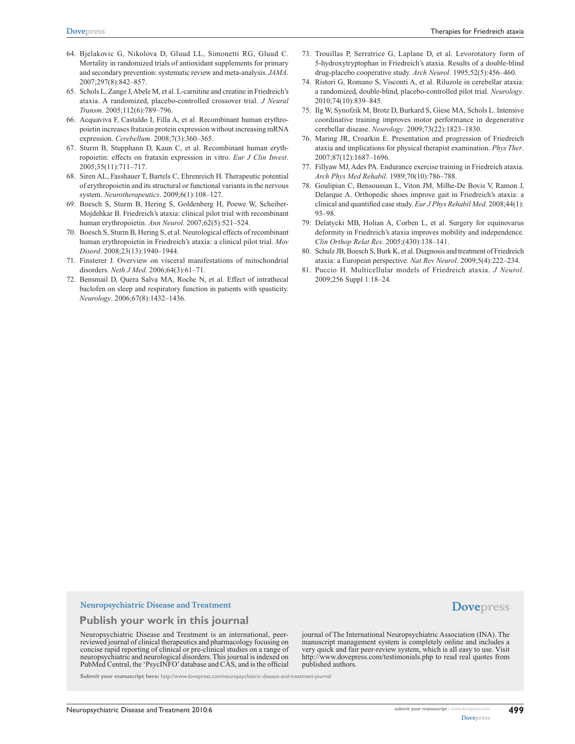64. Bjelakovic G, Nikolova D, Gluud LL, Simonetti RG, Gluud C. Mortality in randomized trials of antioxidant supplements for primary and secondary prevention: systematic review and meta-analysis. *JAMA*. 2007;297(8):842–857.
65. Schols L, Zange J, Abele M, et al. L-carnitine and creatine in Friedreich's ataxia. A randomized, placebo-controlled crossover trial. *J Neural Transm*. 2005;112(6):789–796.
66. Acquaviva F, Castaldo I, Filla A, et al. Recombinant human erythropoietin increases frataxin protein expression without increasing mRNA expression. *Cerebellum*. 2008;7(3):360–365.
67. Sturm B, Stupphann D, Kaun C, et al. Recombinant human erythropoietin: effects on frataxin expression in vitro. *Eur J Clin Invest*. 2005;35(11):711–717.
68. Siren AL, Fasshauer T, Bartels C, Ehrenreich H. Therapeutic potential of erythropoietin and its structural or functional variants in the nervous system. *Neurotherapeutics*. 2009;6(1):108–127.
69. Boesch S, Sturm B, Hering S, Goldenberg H, Poewe W, Scheiber-Mojdehkar B. Friedreich's ataxia: clinical pilot trial with recombinant human erythropoietin. *Ann Neurol*. 2007;62(5):521–524.
70. Boesch S, Sturm B, Hering S, et al. Neurological effects of recombinant human erythropoietin in Friedreich's ataxia: a clinical pilot trial. *Mov Disord*. 2008;23(13):1940–1944.
71. Finsterer J. Overview on visceral manifestations of mitochondrial disorders. *Neth J Med*. 2006;64(3):61–71.
72. Bensmail D, Quera Salva MA, Roche N, et al. Effect of intrathecal baclofen on sleep and respiratory function in patients with spasticity. *Neurology*. 2006;67(8):1432–1436.
73. Trouillas P, Serratrice G, Laplane D, et al. Levorotatory form of 5-hydroxytryptophan in Friedreich's ataxia. Results of a double-blind drug-placebo cooperative study. *Arch Neurol*. 1995;52(5):456–460.
74. Ristori G, Romano S, Visconti A, et al. Riluzole in cerebellar ataxia: a randomized, double-blind, placebo-controlled pilot trial. *Neurology*. 2010;74(10):839–845.
75. Ilg W, Synofzik M, Brotz D, Burkard S, Giese MA, Schols L. Intensive coordinative training improves motor performance in degenerative cerebellar disease. *Neurology*. 2009;73(22):1823–1830.
76. Maring JR, Croarkin E. Presentation and progression of Friedreich ataxia and implications for physical therapist examination. *Phys Ther*. 2007;87(12):1687–1696.
77. Fillyaw MJ, Ades PA. Endurance exercise training in Friedreich ataxia. *Arch Phys Med Rehabil*. 1989;70(10):786–788.
78. Goulipian C, Bensoussan L, Viton JM, Milhe-De Bovis V, Ramon J, Delarque A. Orthopedic shoes improve gait in Friedreich's ataxia: a clinical and quantified case study. *Eur J Phys Rehabil Med*. 2008;44(1): 93–98.
79. Delatycki MB, Holian A, Corben L, et al. Surgery for equinovarus deformity in Friedreich's ataxia improves mobility and independence. *Clin Orthop Relat Res*. 2005;(430):138–141.
80. Schulz JB, Boesch S, Burk K, et al. Diagnosis and treatment of Friedreich ataxia: a European perspective. *Nat Rev Neurol*. 2009;5(4):222–234.
81. Puccio H. Multicellular models of Friedreich ataxia. *J Neurol*. 2009;256 Suppl 1:18–24.

**Neuropsychiatric Disease and Treatment**

**Dovepress**

## Publish your work in this journal

Neuropsychiatric Disease and Treatment is an international, peer-reviewed journal of clinical therapeutics and pharmacology focusing on concise rapid reporting of clinical or pre-clinical studies on a range of neuropsychiatric and neurological disorders. This journal is indexed on PubMed Central, the 'PsycINFO' database and CAS, and is the official journal of The International Neuropsychiatric Association (INA). The manuscript management system is completely online and includes a very quick and fair peer-review system, which is all easy to use. Visit http://www.dovepress.com/testimonials.php to read real quotes from published authors.

**Submit your manuscript here:** http://www.dovepress.com/neuropsychiatric-disease-and-treatment-journal